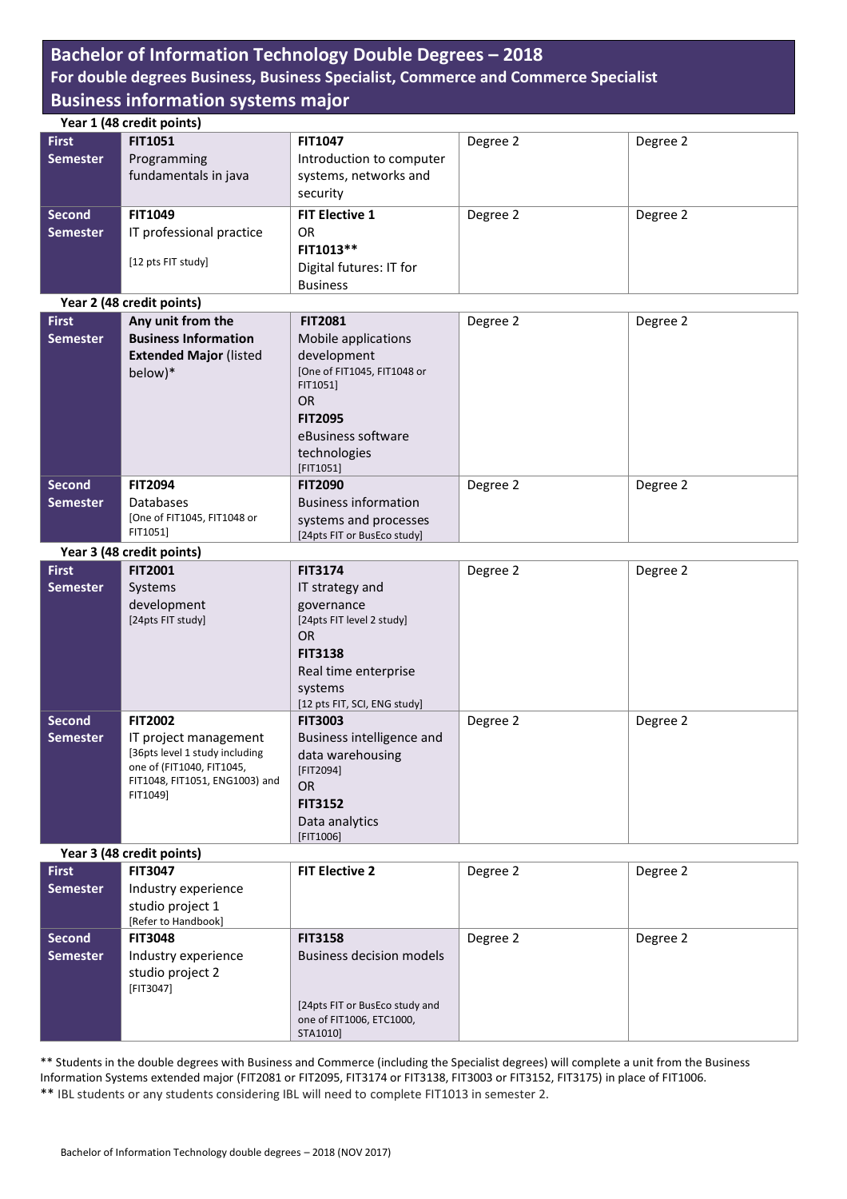# Bachelor of Information Technology Double Degrees – 2018

## For double degrees Business, Business Specialist, Commerce and Commerce Specialist

## Business information systems major

**Year 1 (48 credit points)**

| | | | | |
|---|---|---|---|---|
| **First Semester** | **FIT1051** Programming fundamentals in java | **FIT1047** Introduction to computer systems, networks and security | Degree 2 | Degree 2 |
| **Second Semester** | **FIT1049** IT professional practice [12 pts FIT study] | **FIT Elective 1** OR **FIT1013**** Digital futures: IT for Business | Degree 2 | Degree 2 |

**Year 2 (48 credit points)**

| | | | | |
|---|---|---|---|---|
| **First Semester** | **Any unit from the Business Information Extended Major** (listed below)* | **FIT2081** Mobile applications development [One of FIT1045, FIT1048 or FIT1051] OR **FIT2095** eBusiness software technologies [FIT1051] | Degree 2 | Degree 2 |
| **Second Semester** | **FIT2094** Databases [One of FIT1045, FIT1048 or FIT1051] | **FIT2090** Business information systems and processes [24pts FIT or BusEco study] | Degree 2 | Degree 2 |

**Year 3 (48 credit points)**

| | | | | |
|---|---|---|---|---|
| **First Semester** | **FIT2001** Systems development [24pts FIT study] | **FIT3174** IT strategy and governance [24pts FIT level 2 study] OR **FIT3138** Real time enterprise systems [12 pts FIT, SCI, ENG study] | Degree 2 | Degree 2 |
| **Second Semester** | **FIT2002** IT project management [36pts level 1 study including one of (FIT1040, FIT1045, FIT1048, FIT1051, ENG1003) and FIT1049] | **FIT3003** Business intelligence and data warehousing [FIT2094] OR **FIT3152** Data analytics [FIT1006] | Degree 2 | Degree 2 |

**Year 3 (48 credit points)**

| | | | | |
|---|---|---|---|---|
| **First Semester** | **FIT3047** Industry experience studio project 1 [Refer to Handbook] | **FIT Elective 2** | Degree 2 | Degree 2 |
| **Second Semester** | **FIT3048** Industry experience studio project 2 [FIT3047] | **FIT3158** Business decision models [24pts FIT or BusEco study and one of FIT1006, ETC1000, STA1010] | Degree 2 | Degree 2 |

** Students in the double degrees with Business and Commerce (including the Specialist degrees) will complete a unit from the Business Information Systems extended major (FIT2081 or FIT2095, FIT3174 or FIT3138, FIT3003 or FIT3152, FIT3175) in place of FIT1006.

** IBL students or any students considering IBL will need to complete FIT1013 in semester 2.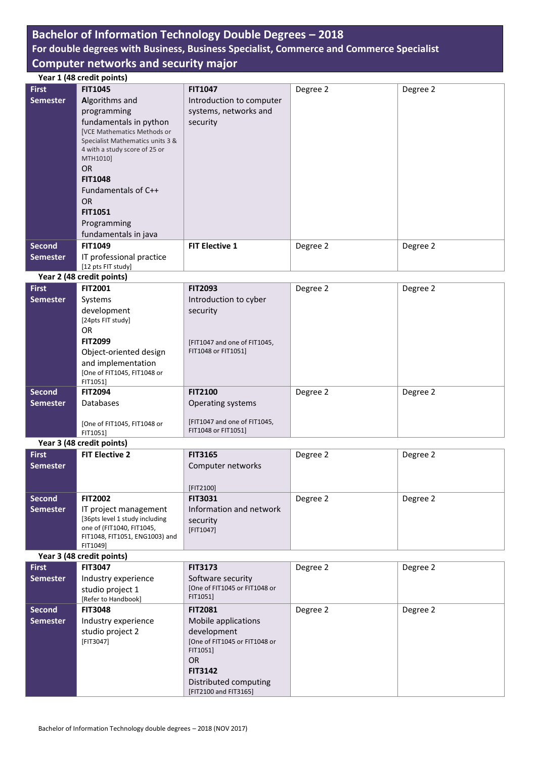# Bachelor of Information Technology Double Degrees – 2018

## For double degrees with Business, Business Specialist, Commerce and Commerce Specialist

## Computer networks and security major

**Year 1 (48 credit points)**

| | | | | |
|---|---|---|---|---|
| **First Semester** | **FIT1045** Algorithms and programming fundamentals in python [VCE Mathematics Methods or Specialist Mathematics units 3 & 4 with a study score of 25 or MTH1010] OR **FIT1048** Fundamentals of C++ OR **FIT1051** Programming fundamentals in java | **FIT1047** Introduction to computer systems, networks and security | Degree 2 | Degree 2 |
| **Second Semester** | **FIT1049** IT professional practice [12 pts FIT study] | **FIT Elective 1** | Degree 2 | Degree 2 |

**Year 2 (48 credit points)**

| | | | | |
|---|---|---|---|---|
| **First Semester** | **FIT2001** Systems development [24pts FIT study] OR **FIT2099** Object-oriented design and implementation [One of FIT1045, FIT1048 or FIT1051] | **FIT2093** Introduction to cyber security [FIT1047 and one of FIT1045, FIT1048 or FIT1051] | Degree 2 | Degree 2 |
| **Second Semester** | **FIT2094** Databases [One of FIT1045, FIT1048 or FIT1051] | **FIT2100** Operating systems [FIT1047 and one of FIT1045, FIT1048 or FIT1051] | Degree 2 | Degree 2 |

**Year 3 (48 credit points)**

| | | | | |
|---|---|---|---|---|
| **First Semester** | **FIT Elective 2** | **FIT3165** Computer networks [FIT2100] | Degree 2 | Degree 2 |
| **Second Semester** | **FIT2002** IT project management [36pts level 1 study including one of (FIT1040, FIT1045, FIT1048, FIT1051, ENG1003) and FIT1049] | **FIT3031** Information and network security [FIT1047] | Degree 2 | Degree 2 |

**Year 3 (48 credit points)**

| | | | | |
|---|---|---|---|---|
| **First Semester** | **FIT3047** Industry experience studio project 1 [Refer to Handbook] | **FIT3173** Software security [One of FIT1045 or FIT1048 or FIT1051] | Degree 2 | Degree 2 |
| **Second Semester** | **FIT3048** Industry experience studio project 2 [FIT3047] | **FIT2081** Mobile applications development [One of FIT1045 or FIT1048 or FIT1051] OR **FIT3142** Distributed computing [FIT2100 and FIT3165] | Degree 2 | Degree 2 |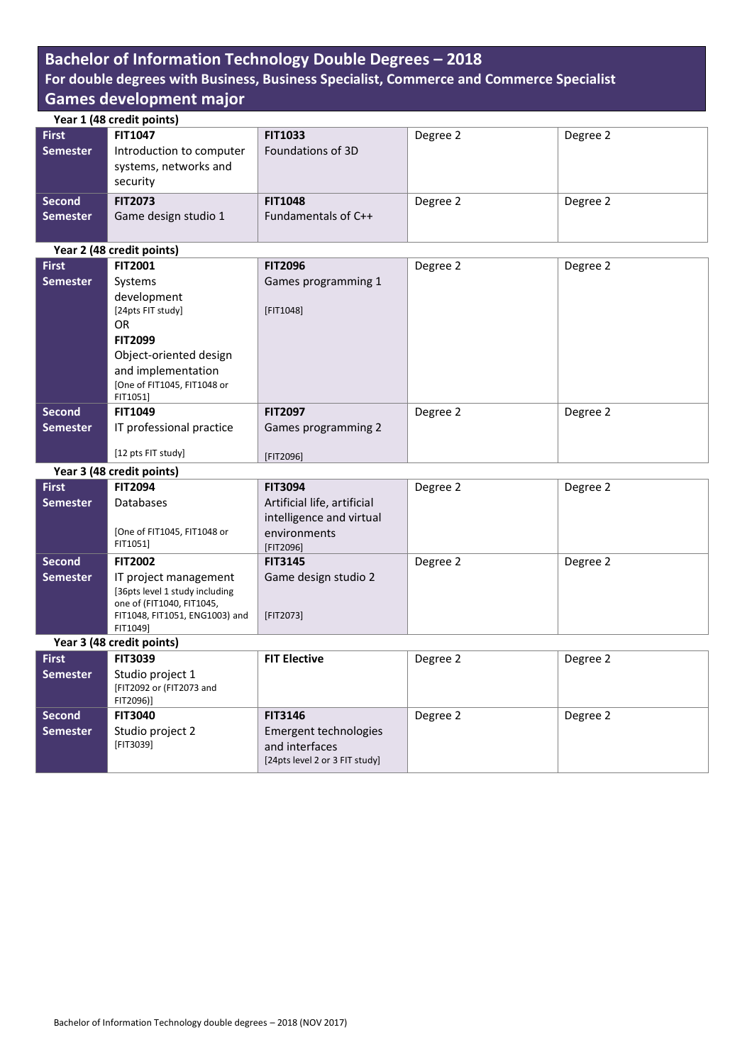# Bachelor of Information Technology Double Degrees – 2018

## For double degrees with Business, Business Specialist, Commerce and Commerce Specialist

## Games development major

**Year 1 (48 credit points)**

| | | | | |
|---|---|---|---|---|
| **First Semester** | **FIT1047** Introduction to computer systems, networks and security | **FIT1033** Foundations of 3D | Degree 2 | Degree 2 |
| **Second Semester** | **FIT2073** Game design studio 1 | **FIT1048** Fundamentals of C++ | Degree 2 | Degree 2 |

**Year 2 (48 credit points)**

| | | | | |
|---|---|---|---|---|
| **First Semester** | **FIT2001** Systems development [24pts FIT study] OR **FIT2099** Object-oriented design and implementation [One of FIT1045, FIT1048 or FIT1051] | **FIT2096** Games programming 1 [FIT1048] | Degree 2 | Degree 2 |
| **Second Semester** | **FIT1049** IT professional practice [12 pts FIT study] | **FIT2097** Games programming 2 [FIT2096] | Degree 2 | Degree 2 |

**Year 3 (48 credit points)**

| | | | | |
|---|---|---|---|---|
| **First Semester** | **FIT2094** Databases [One of FIT1045, FIT1048 or FIT1051] | **FIT3094** Artificial life, artificial intelligence and virtual environments [FIT2096] | Degree 2 | Degree 2 |
| **Second Semester** | **FIT2002** IT project management [36pts level 1 study including one of (FIT1040, FIT1045, FIT1048, FIT1051, ENG1003) and FIT1049] | **FIT3145** Game design studio 2 [FIT2073] | Degree 2 | Degree 2 |

**Year 3 (48 credit points)**

| | | | | |
|---|---|---|---|---|
| **First Semester** | **FIT3039** Studio project 1 [FIT2092 or (FIT2073 and FIT2096)] | **FIT Elective** | Degree 2 | Degree 2 |
| **Second Semester** | **FIT3040** Studio project 2 [FIT3039] | **FIT3146** Emergent technologies and interfaces [24pts level 2 or 3 FIT study] | Degree 2 | Degree 2 |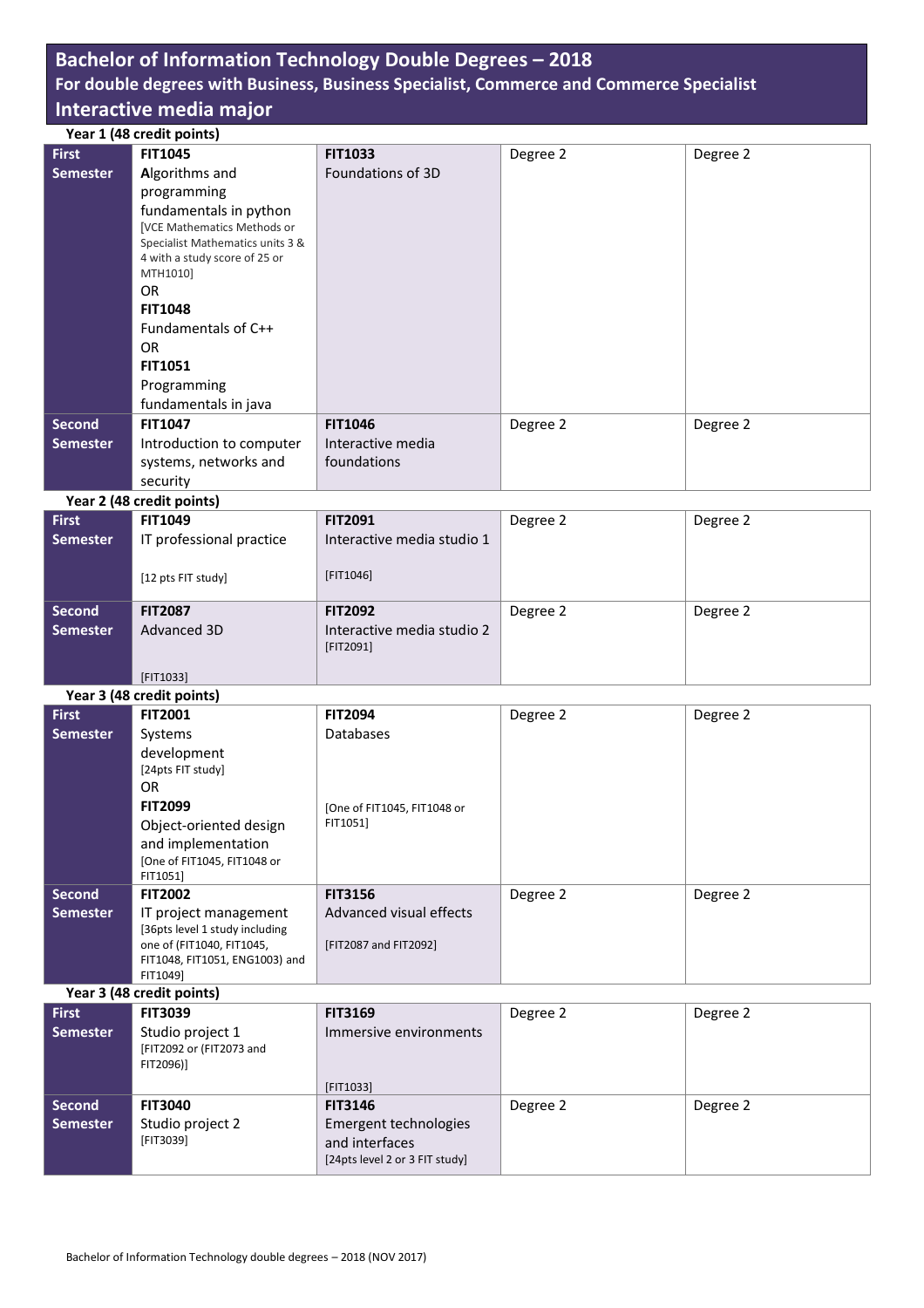# Bachelor of Information Technology Double Degrees – 2018

## For double degrees with Business, Business Specialist, Commerce and Commerce Specialist

## Interactive media major

**Year 1 (48 credit points)**

| | | | | |
|---|---|---|---|---|
| **First Semester** | **FIT1045** Algorithms and programming fundamentals in python [VCE Mathematics Methods or Specialist Mathematics units 3 & 4 with a study score of 25 or MTH1010] OR **FIT1048** Fundamentals of C++ OR **FIT1051** Programming fundamentals in java | **FIT1033** Foundations of 3D | Degree 2 | Degree 2 |
| **Second Semester** | **FIT1047** Introduction to computer systems, networks and security | **FIT1046** Interactive media foundations | Degree 2 | Degree 2 |

**Year 2 (48 credit points)**

| | | | | |
|---|---|---|---|---|
| **First Semester** | **FIT1049** IT professional practice [12 pts FIT study] | **FIT2091** Interactive media studio 1 [FIT1046] | Degree 2 | Degree 2 |
| **Second Semester** | **FIT2087** Advanced 3D [FIT1033] | **FIT2092** Interactive media studio 2 [FIT2091] | Degree 2 | Degree 2 |

**Year 3 (48 credit points)**

| | | | | |
|---|---|---|---|---|
| **First Semester** | **FIT2001** Systems development [24pts FIT study] OR **FIT2099** Object-oriented design and implementation [One of FIT1045, FIT1048 or FIT1051] | **FIT2094** Databases [One of FIT1045, FIT1048 or FIT1051] | Degree 2 | Degree 2 |
| **Second Semester** | **FIT2002** IT project management [36pts level 1 study including one of (FIT1040, FIT1045, FIT1048, FIT1051, ENG1003) and FIT1049] | **FIT3156** Advanced visual effects [FIT2087 and FIT2092] | Degree 2 | Degree 2 |

**Year 3 (48 credit points)**

| | | | | |
|---|---|---|---|---|
| **First Semester** | **FIT3039** Studio project 1 [FIT2092 or (FIT2073 and FIT2096)] | **FIT3169** Immersive environments [FIT1033] | Degree 2 | Degree 2 |
| **Second Semester** | **FIT3040** Studio project 2 [FIT3039] | **FIT3146** Emergent technologies and interfaces [24pts level 2 or 3 FIT study] | Degree 2 | Degree 2 |

Bachelor of Information Technology double degrees – 2018 (NOV 2017)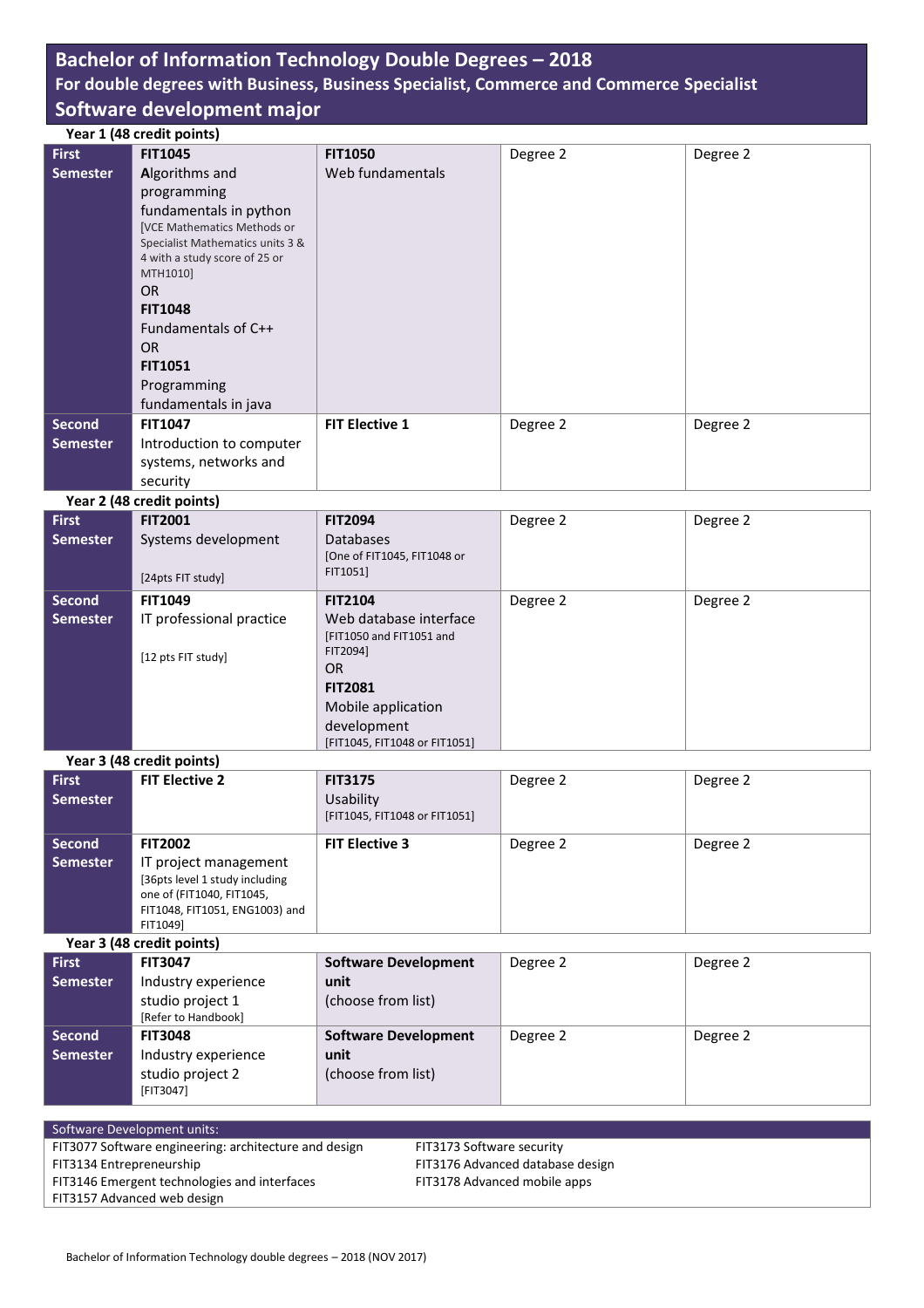# Bachelor of Information Technology Double Degrees – 2018

## For double degrees with Business, Business Specialist, Commerce and Commerce Specialist

## Software development major

**Year 1 (48 credit points)**

| | | | | |
|---|---|---|---|---|
| **First Semester** | **FIT1045** Algorithms and programming fundamentals in python [VCE Mathematics Methods or Specialist Mathematics units 3 & 4 with a study score of 25 or MTH1010] OR **FIT1048** Fundamentals of C++ OR **FIT1051** Programming fundamentals in java | **FIT1050** Web fundamentals | Degree 2 | Degree 2 |
| **Second Semester** | **FIT1047** Introduction to computer systems, networks and security | **FIT Elective 1** | Degree 2 | Degree 2 |

**Year 2 (48 credit points)**

| | | | | |
|---|---|---|---|---|
| **First Semester** | **FIT2001** Systems development [24pts FIT study] | **FIT2094** Databases [One of FIT1045, FIT1048 or FIT1051] | Degree 2 | Degree 2 |
| **Second Semester** | **FIT1049** IT professional practice [12 pts FIT study] | **FIT2104** Web database interface [FIT1050 and FIT1051 and FIT2094] OR **FIT2081** Mobile application development [FIT1045, FIT1048 or FIT1051] | Degree 2 | Degree 2 |

**Year 3 (48 credit points)**

| | | | | |
|---|---|---|---|---|
| **First Semester** | **FIT Elective 2** | **FIT3175** Usability [FIT1045, FIT1048 or FIT1051] | Degree 2 | Degree 2 |
| **Second Semester** | **FIT2002** IT project management [36pts level 1 study including one of (FIT1040, FIT1045, FIT1048, FIT1051, ENG1003) and FIT1049] | **FIT Elective 3** | Degree 2 | Degree 2 |

**Year 3 (48 credit points)**

| | | | | |
|---|---|---|---|---|
| **First Semester** | **FIT3047** Industry experience studio project 1 [Refer to Handbook] | **Software Development unit** (choose from list) | Degree 2 | Degree 2 |
| **Second Semester** | **FIT3048** Industry experience studio project 2 [FIT3047] | **Software Development unit** (choose from list) | Degree 2 | Degree 2 |

**Software Development units:**

- FIT3077 Software engineering: architecture and design
- FIT3134 Entrepreneurship
- FIT3146 Emergent technologies and interfaces
- FIT3157 Advanced web design
- FIT3173 Software security
- FIT3176 Advanced database design
- FIT3178 Advanced mobile apps